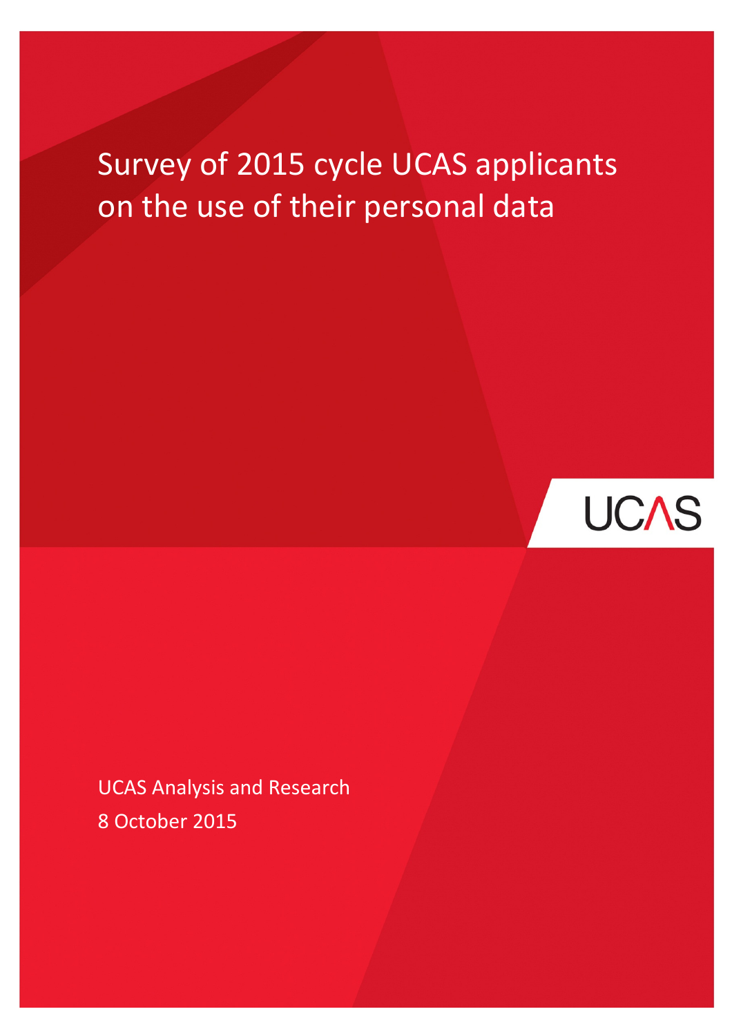# Survey of 2015 cycle UCAS applicants on the use of their personal data

UCAS

UCAS Analysis and Research

8 October 2015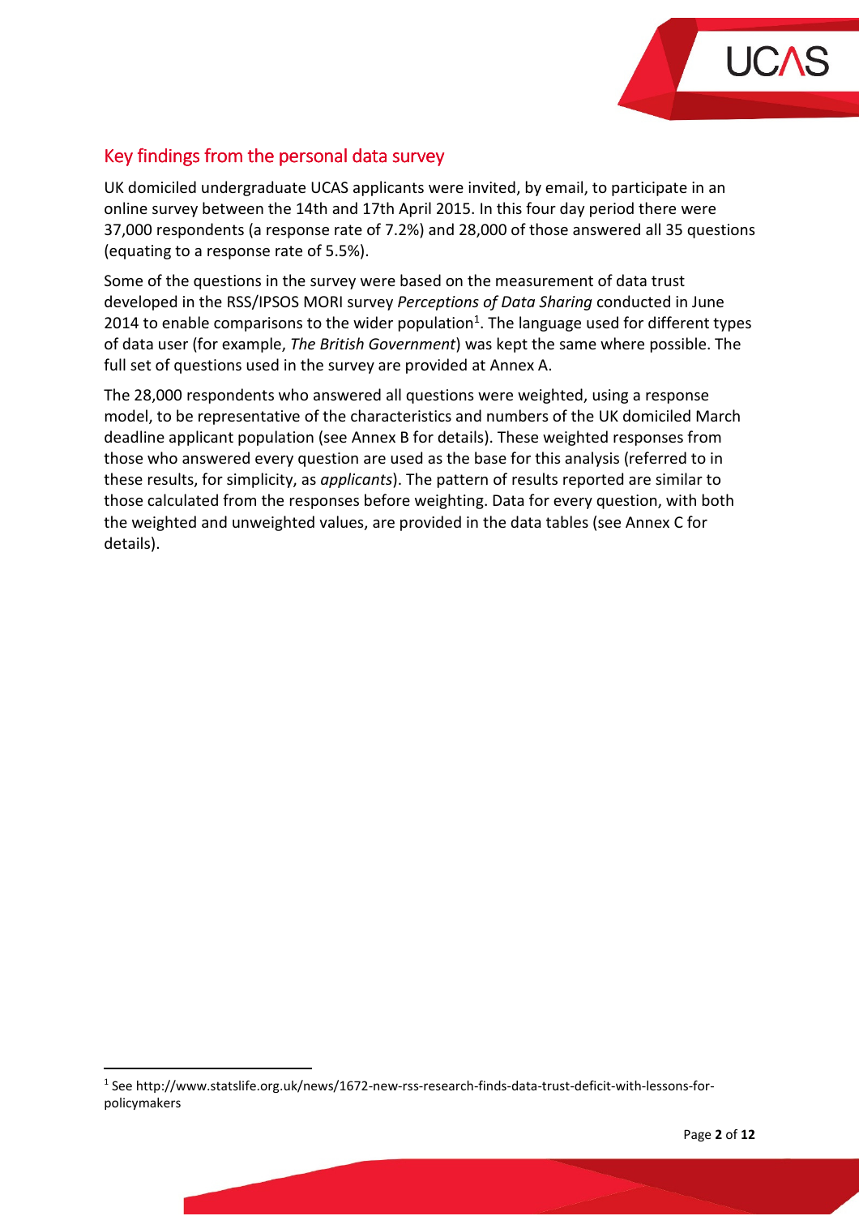## Key findings from the personal data survey

UK domiciled undergraduate UCAS applicants were invited, by email, to participate in an online survey between the 14th and 17th April 2015. In this four day period there were 37,000 respondents (a response rate of 7.2%) and 28,000 of those answered all 35 questions (equating to a response rate of 5.5%).

Some of the questions in the survey were based on the measurement of data trust developed in the RSS/IPSOS MORI survey *Perceptions of Data Sharing* conducted in June 2014 to enable comparisons to the wider population[1]. The language used for different types of data user (for example, *The British Government*) was kept the same where possible. The full set of questions used in the survey are provided at Annex A.

The 28,000 respondents who answered all questions were weighted, using a response model, to be representative of the characteristics and numbers of the UK domiciled March deadline applicant population (see Annex B for details). These weighted responses from those who answered every question are used as the base for this analysis (referred to in these results, for simplicity, as *applicants*). The pattern of results reported are similar to those calculated from the responses before weighting. Data for every question, with both the weighted and unweighted values, are provided in the data tables (see Annex C for details).

[1] See http://www.statslife.org.uk/news/1672-new-rss-research-finds-data-trust-deficit-with-lessons-for-policymakers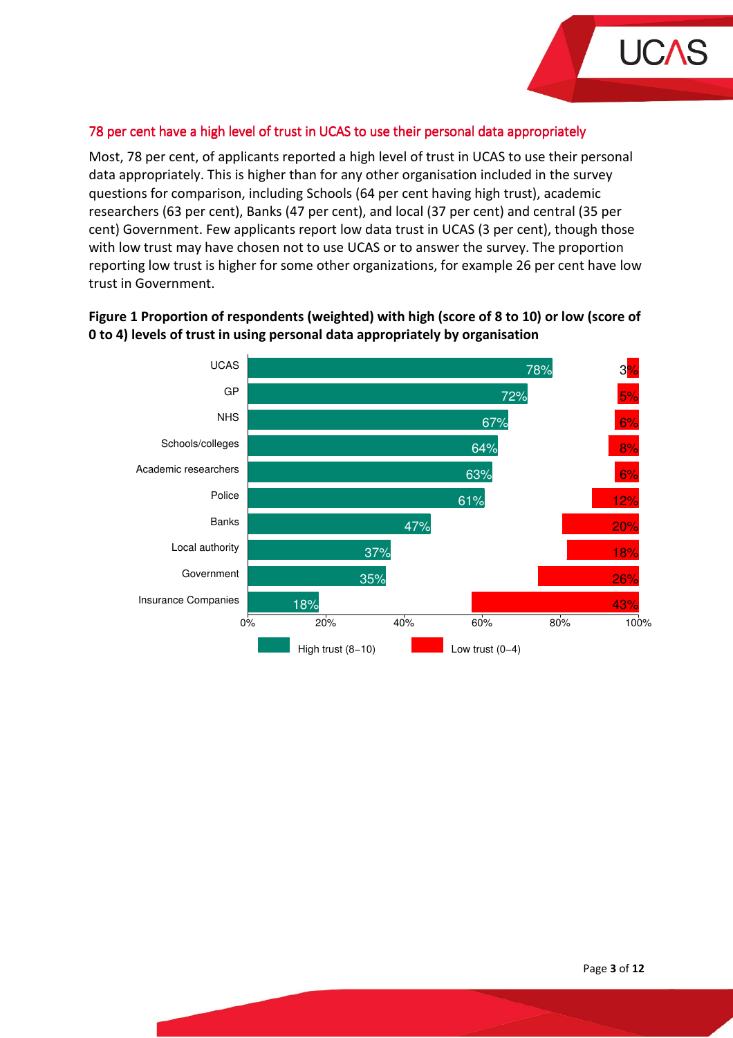## 78 per cent have a high level of trust in UCAS to use their personal data appropriately

Most, 78 per cent, of applicants reported a high level of trust in UCAS to use their personal data appropriately. This is higher than for any other organisation included in the survey questions for comparison, including Schools (64 per cent having high trust), academic researchers (63 per cent), Banks (47 per cent), and local (37 per cent) and central (35 per cent) Government. Few applicants report low data trust in UCAS (3 per cent), though those with low trust may have chosen not to use UCAS or to answer the survey. The proportion reporting low trust is higher for some other organizations, for example 26 per cent have low trust in Government.

**Figure 1 Proportion of respondents (weighted) with high (score of 8 to 10) or low (score of 0 to 4) levels of trust in using personal data appropriately by organisation**

| Organisation | High trust (8–10) | Low trust (0–4) |
|---|---|---|
| UCAS | 78% | 3% |
| GP | 72% | 5% |
| NHS | 67% | 6% |
| Schools/colleges | 64% | 8% |
| Academic researchers | 63% | 6% |
| Police | 61% | 12% |
| Banks | 47% | 20% |
| Local authority | 37% | 18% |
| Government | 35% | 26% |
| Insurance Companies | 18% | 43% |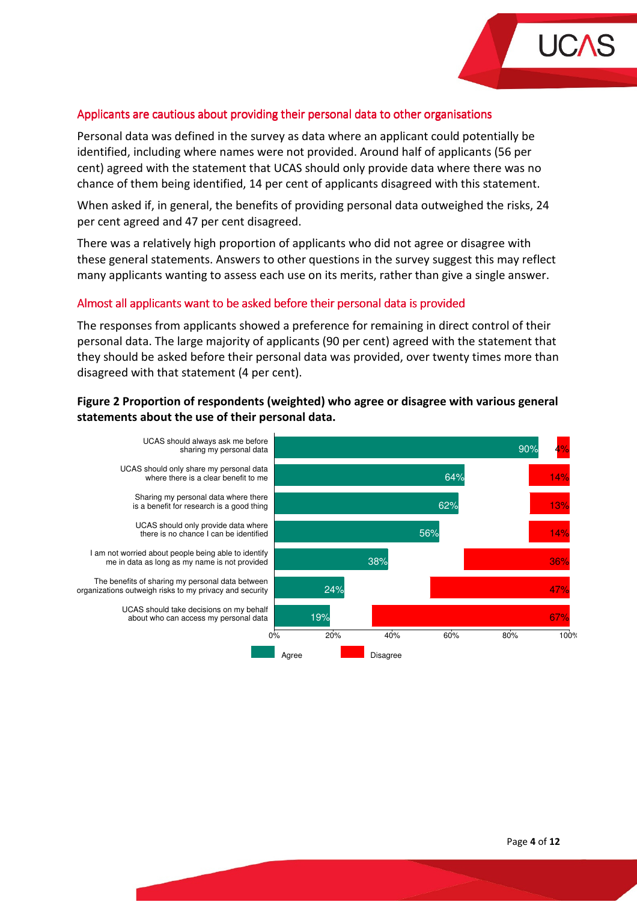## Applicants are cautious about providing their personal data to other organisations

Personal data was defined in the survey as data where an applicant could potentially be identified, including where names were not provided. Around half of applicants (56 per cent) agreed with the statement that UCAS should only provide data where there was no chance of them being identified, 14 per cent of applicants disagreed with this statement.

When asked if, in general, the benefits of providing personal data outweighed the risks, 24 per cent agreed and 47 per cent disagreed.

There was a relatively high proportion of applicants who did not agree or disagree with these general statements. Answers to other questions in the survey suggest this may reflect many applicants wanting to assess each use on its merits, rather than give a single answer.

## Almost all applicants want to be asked before their personal data is provided

The responses from applicants showed a preference for remaining in direct control of their personal data. The large majority of applicants (90 per cent) agreed with the statement that they should be asked before their personal data was provided, over twenty times more than disagreed with that statement (4 per cent).

**Figure 2 Proportion of respondents (weighted) who agree or disagree with various general statements about the use of their personal data.**

| Statement | Agree | Disagree |
|---|---|---|
| UCAS should always ask me before sharing my personal data | 90% | 4% |
| UCAS should only share my personal data where there is a clear benefit to me | 64% | 14% |
| Sharing my personal data where there is a benefit for research is a good thing | 62% | 13% |
| UCAS should only provide data where there is no chance I can be identified | 56% | 14% |
| I am not worried about people being able to identify me in data as long as my name is not provided | 38% | 36% |
| The benefits of sharing my personal data between organizations outweigh risks to my privacy and security | 24% | 47% |
| UCAS should take decisions on my behalf about who can access my personal data | 19% | 67% |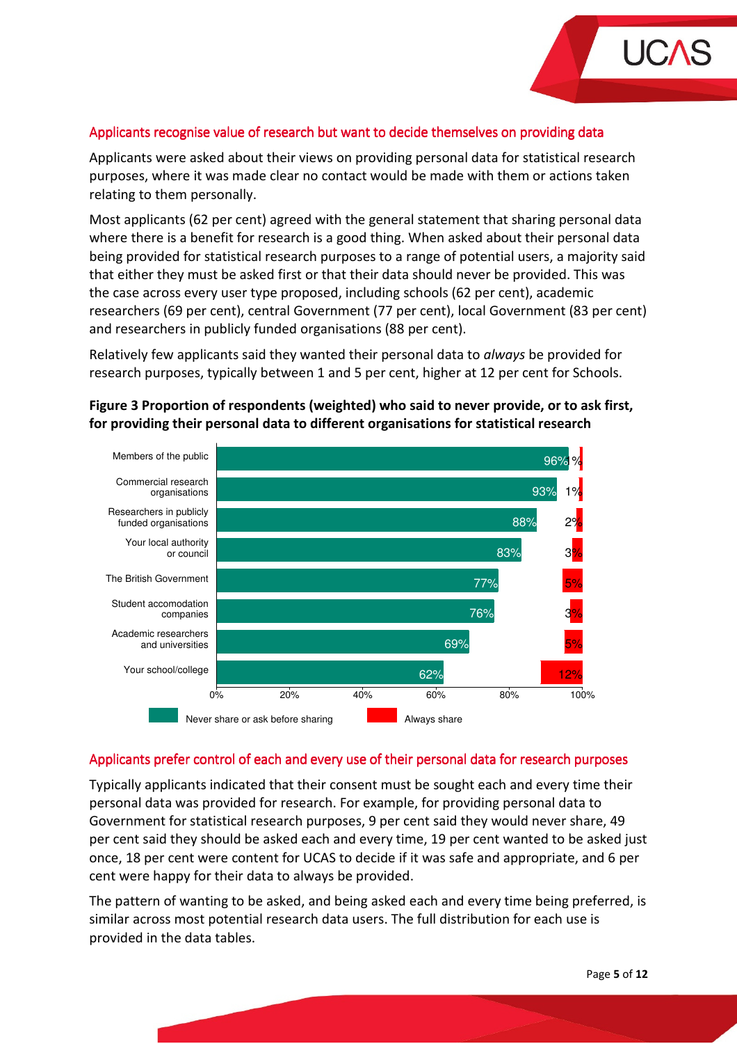## Applicants recognise value of research but want to decide themselves on providing data

Applicants were asked about their views on providing personal data for statistical research purposes, where it was made clear no contact would be made with them or actions taken relating to them personally.

Most applicants (62 per cent) agreed with the general statement that sharing personal data where there is a benefit for research is a good thing. When asked about their personal data being provided for statistical research purposes to a range of potential users, a majority said that either they must be asked first or that their data should never be provided. This was the case across every user type proposed, including schools (62 per cent), academic researchers (69 per cent), central Government (77 per cent), local Government (83 per cent) and researchers in publicly funded organisations (88 per cent).

Relatively few applicants said they wanted their personal data to *always* be provided for research purposes, typically between 1 and 5 per cent, higher at 12 per cent for Schools.

**Figure 3 Proportion of respondents (weighted) who said to never provide, or to ask first, for providing their personal data to different organisations for statistical research**

| Organisation | Never share or ask before sharing | Always share |
|---|---|---|
| Members of the public | 96% | % |
| Commercial research organisations | 93% | 1% |
| Researchers in publicly funded organisations | 88% | 2% |
| Your local authority or council | 83% | 3% |
| The British Government | 77% | 5% |
| Student accomodation companies | 76% | 3% |
| Academic researchers and universities | 69% | 5% |
| Your school/college | 62% | 12% |

## Applicants prefer control of each and every use of their personal data for research purposes

Typically applicants indicated that their consent must be sought each and every time their personal data was provided for research. For example, for providing personal data to Government for statistical research purposes, 9 per cent said they would never share, 49 per cent said they should be asked each and every time, 19 per cent wanted to be asked just once, 18 per cent were content for UCAS to decide if it was safe and appropriate, and 6 per cent were happy for their data to always be provided.

The pattern of wanting to be asked, and being asked each and every time being preferred, is similar across most potential research data users. The full distribution for each use is provided in the data tables.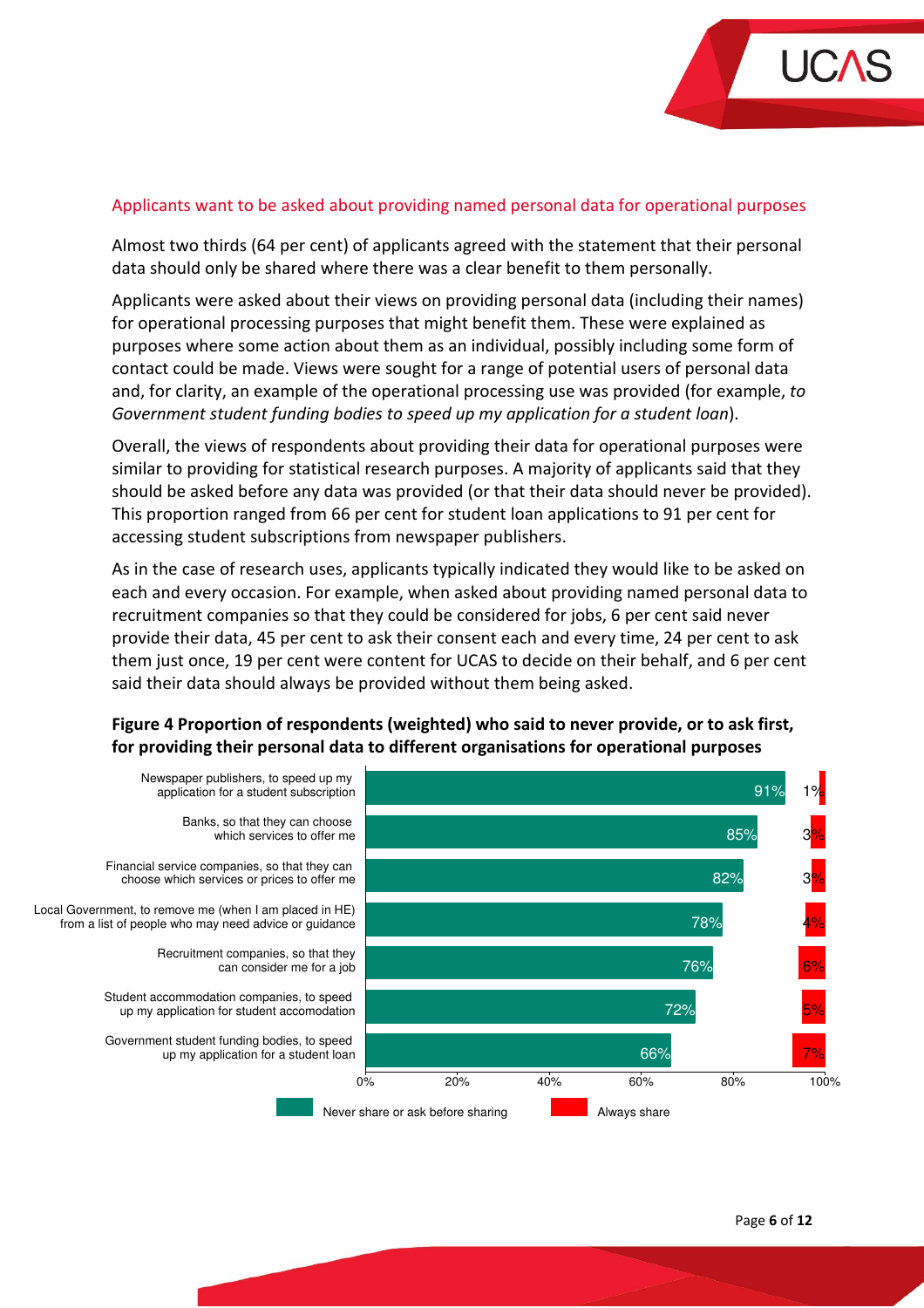## Applicants want to be asked about providing named personal data for operational purposes

Almost two thirds (64 per cent) of applicants agreed with the statement that their personal data should only be shared where there was a clear benefit to them personally.

Applicants were asked about their views on providing personal data (including their names) for operational processing purposes that might benefit them. These were explained as purposes where some action about them as an individual, possibly including some form of contact could be made. Views were sought for a range of potential users of personal data and, for clarity, an example of the operational processing use was provided (for example, *to Government student funding bodies to speed up my application for a student loan*).

Overall, the views of respondents about providing their data for operational purposes were similar to providing for statistical research purposes. A majority of applicants said that they should be asked before any data was provided (or that their data should never be provided). This proportion ranged from 66 per cent for student loan applications to 91 per cent for accessing student subscriptions from newspaper publishers.

As in the case of research uses, applicants typically indicated they would like to be asked on each and every occasion. For example, when asked about providing named personal data to recruitment companies so that they could be considered for jobs, 6 per cent said never provide their data, 45 per cent to ask their consent each and every time, 24 per cent to ask them just once, 19 per cent were content for UCAS to decide on their behalf, and 6 per cent said their data should always be provided without them being asked.

**Figure 4 Proportion of respondents (weighted) who said to never provide, or to ask first, for providing their personal data to different organisations for operational purposes**

| Organisation / purpose | Never share or ask before sharing | Always share |
| --- | --- | --- |
| Newspaper publishers, to speed up my application for a student subscription | 91% | 1% |
| Banks, so that they can choose which services to offer me | 85% | 3% |
| Financial service companies, so that they can choose which services or prices to offer me | 82% | 3% |
| Local Government, to remove me (when I am placed in HE) from a list of people who may need advice or guidance | 78% | 4% |
| Recruitment companies, so that they can consider me for a job | 76% | 6% |
| Student accommodation companies, to speed up my application for student accomodation | 72% | 5% |
| Government student funding bodies, to speed up my application for a student loan | 66% | 7% |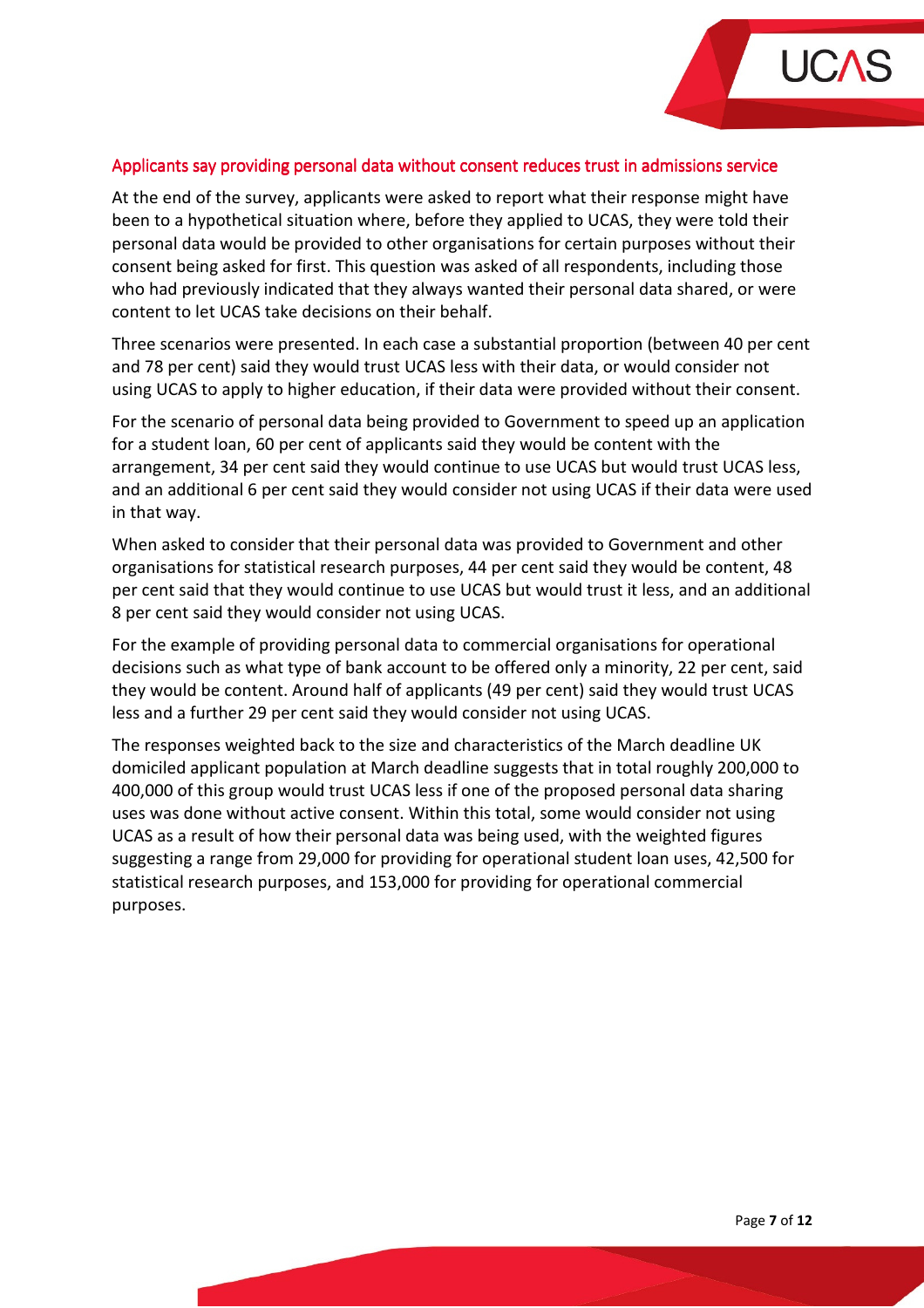### Applicants say providing personal data without consent reduces trust in admissions service

At the end of the survey, applicants were asked to report what their response might have been to a hypothetical situation where, before they applied to UCAS, they were told their personal data would be provided to other organisations for certain purposes without their consent being asked for first. This question was asked of all respondents, including those who had previously indicated that they always wanted their personal data shared, or were content to let UCAS take decisions on their behalf.

Three scenarios were presented. In each case a substantial proportion (between 40 per cent and 78 per cent) said they would trust UCAS less with their data, or would consider not using UCAS to apply to higher education, if their data were provided without their consent.

For the scenario of personal data being provided to Government to speed up an application for a student loan, 60 per cent of applicants said they would be content with the arrangement, 34 per cent said they would continue to use UCAS but would trust UCAS less, and an additional 6 per cent said they would consider not using UCAS if their data were used in that way.

When asked to consider that their personal data was provided to Government and other organisations for statistical research purposes, 44 per cent said they would be content, 48 per cent said that they would continue to use UCAS but would trust it less, and an additional 8 per cent said they would consider not using UCAS.

For the example of providing personal data to commercial organisations for operational decisions such as what type of bank account to be offered only a minority, 22 per cent, said they would be content. Around half of applicants (49 per cent) said they would trust UCAS less and a further 29 per cent said they would consider not using UCAS.

The responses weighted back to the size and characteristics of the March deadline UK domiciled applicant population at March deadline suggests that in total roughly 200,000 to 400,000 of this group would trust UCAS less if one of the proposed personal data sharing uses was done without active consent. Within this total, some would consider not using UCAS as a result of how their personal data was being used, with the weighted figures suggesting a range from 29,000 for providing for operational student loan uses, 42,500 for statistical research purposes, and 153,000 for providing for operational commercial purposes.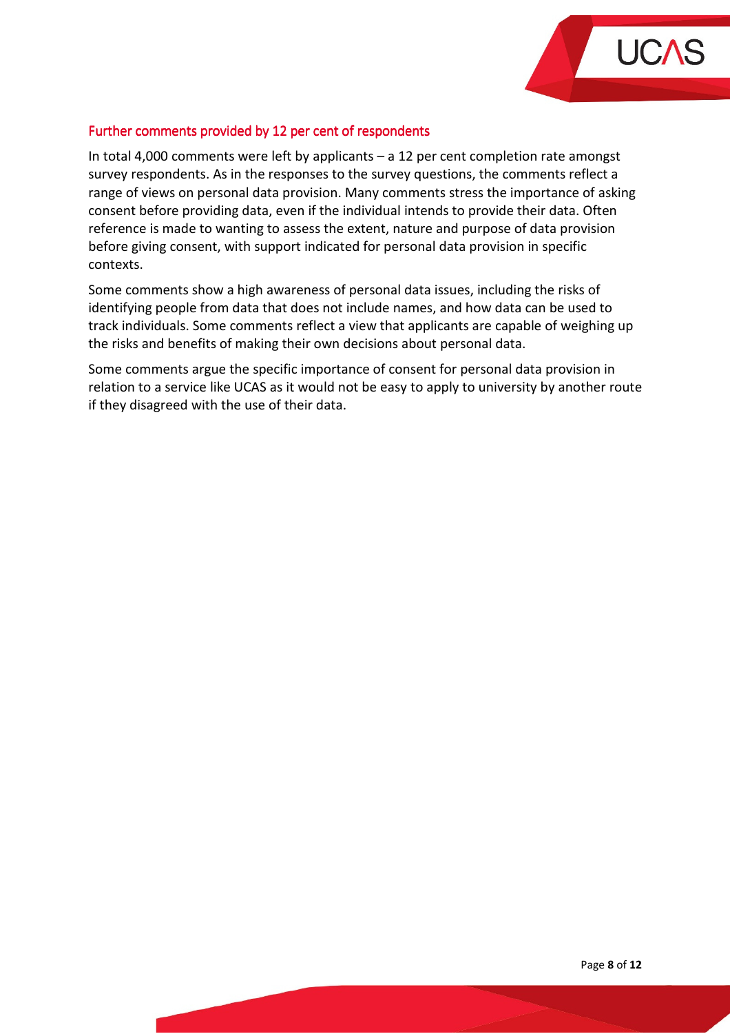## Further comments provided by 12 per cent of respondents

In total 4,000 comments were left by applicants – a 12 per cent completion rate amongst survey respondents. As in the responses to the survey questions, the comments reflect a range of views on personal data provision. Many comments stress the importance of asking consent before providing data, even if the individual intends to provide their data. Often reference is made to wanting to assess the extent, nature and purpose of data provision before giving consent, with support indicated for personal data provision in specific contexts.

Some comments show a high awareness of personal data issues, including the risks of identifying people from data that does not include names, and how data can be used to track individuals. Some comments reflect a view that applicants are capable of weighing up the risks and benefits of making their own decisions about personal data.

Some comments argue the specific importance of consent for personal data provision in relation to a service like UCAS as it would not be easy to apply to university by another route if they disagreed with the use of their data.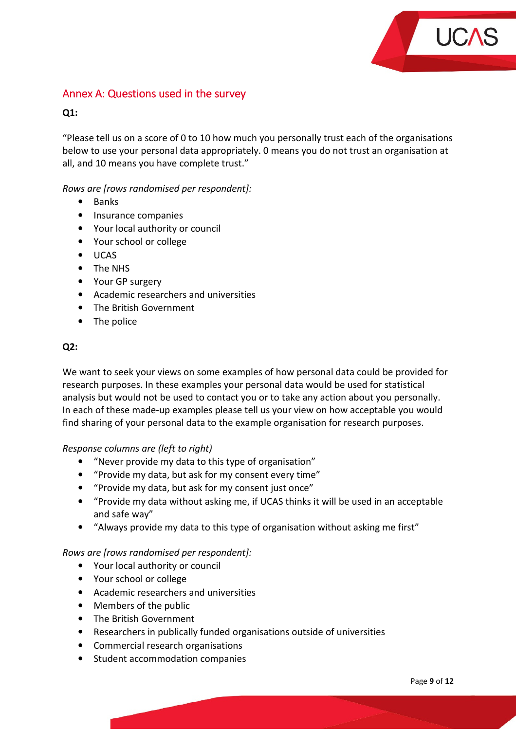## Annex A: Questions used in the survey

**Q1:**

"Please tell us on a score of 0 to 10 how much you personally trust each of the organisations below to use your personal data appropriately. 0 means you do not trust an organisation at all, and 10 means you have complete trust."

*Rows are [rows randomised per respondent]:*

- Banks
- Insurance companies
- Your local authority or council
- Your school or college
- UCAS
- The NHS
- Your GP surgery
- Academic researchers and universities
- The British Government
- The police

**Q2:**

We want to seek your views on some examples of how personal data could be provided for research purposes. In these examples your personal data would be used for statistical analysis but would not be used to contact you or to take any action about you personally. In each of these made-up examples please tell us your view on how acceptable you would find sharing of your personal data to the example organisation for research purposes.

*Response columns are (left to right)*

- "Never provide my data to this type of organisation"
- "Provide my data, but ask for my consent every time"
- "Provide my data, but ask for my consent just once"
- "Provide my data without asking me, if UCAS thinks it will be used in an acceptable and safe way"
- "Always provide my data to this type of organisation without asking me first"

*Rows are [rows randomised per respondent]:*

- Your local authority or council
- Your school or college
- Academic researchers and universities
- Members of the public
- The British Government
- Researchers in publically funded organisations outside of universities
- Commercial research organisations
- Student accommodation companies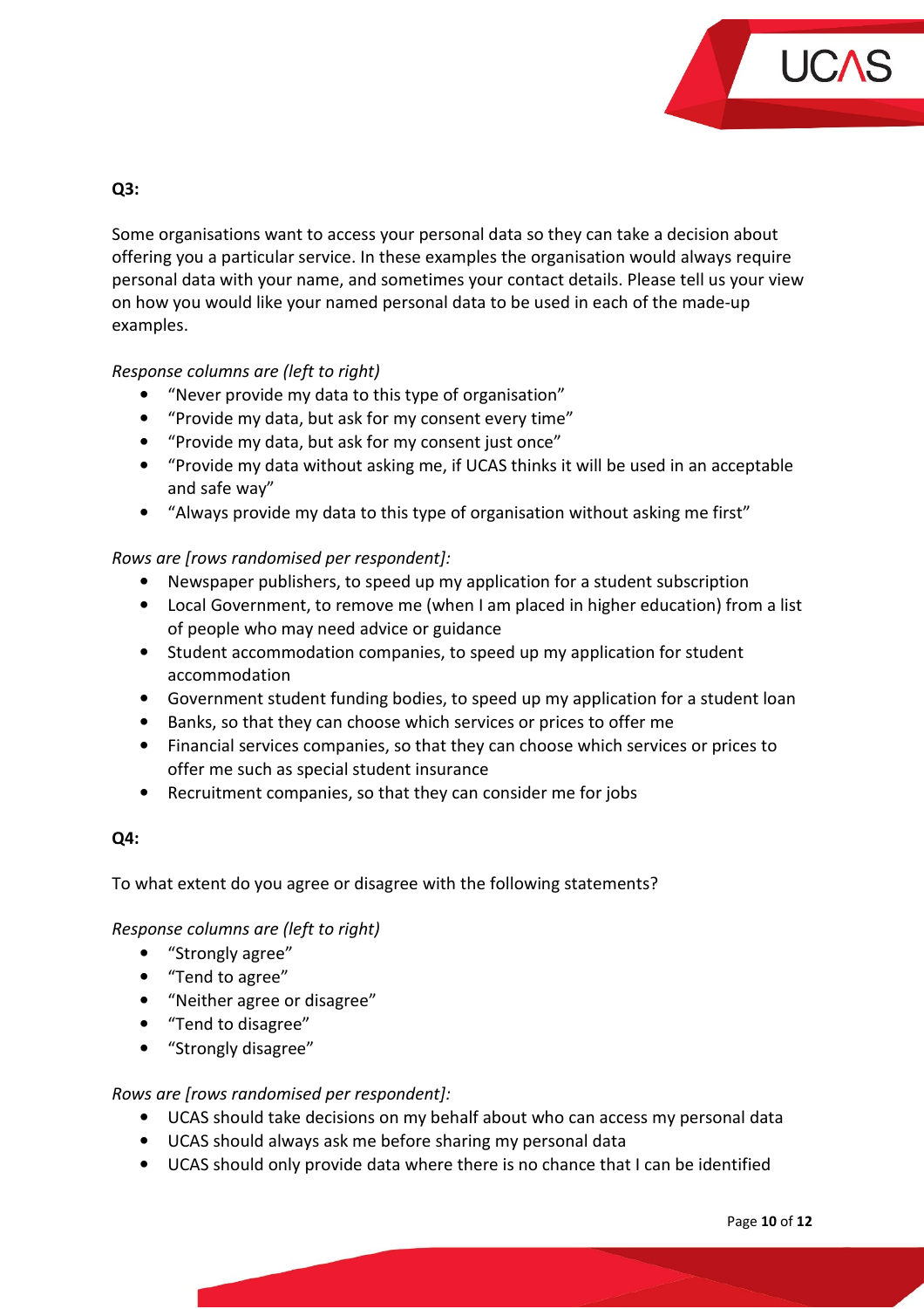**Q3:**

Some organisations want to access your personal data so they can take a decision about offering you a particular service. In these examples the organisation would always require personal data with your name, and sometimes your contact details. Please tell us your view on how you would like your named personal data to be used in each of the made-up examples.

*Response columns are (left to right)*

- "Never provide my data to this type of organisation"
- "Provide my data, but ask for my consent every time"
- "Provide my data, but ask for my consent just once"
- "Provide my data without asking me, if UCAS thinks it will be used in an acceptable and safe way"
- "Always provide my data to this type of organisation without asking me first"

*Rows are [rows randomised per respondent]:*

- Newspaper publishers, to speed up my application for a student subscription
- Local Government, to remove me (when I am placed in higher education) from a list of people who may need advice or guidance
- Student accommodation companies, to speed up my application for student accommodation
- Government student funding bodies, to speed up my application for a student loan
- Banks, so that they can choose which services or prices to offer me
- Financial services companies, so that they can choose which services or prices to offer me such as special student insurance
- Recruitment companies, so that they can consider me for jobs

**Q4:**

To what extent do you agree or disagree with the following statements?

*Response columns are (left to right)*

- "Strongly agree"
- "Tend to agree"
- "Neither agree or disagree"
- "Tend to disagree"
- "Strongly disagree"

*Rows are [rows randomised per respondent]:*

- UCAS should take decisions on my behalf about who can access my personal data
- UCAS should always ask me before sharing my personal data
- UCAS should only provide data where there is no chance that I can be identified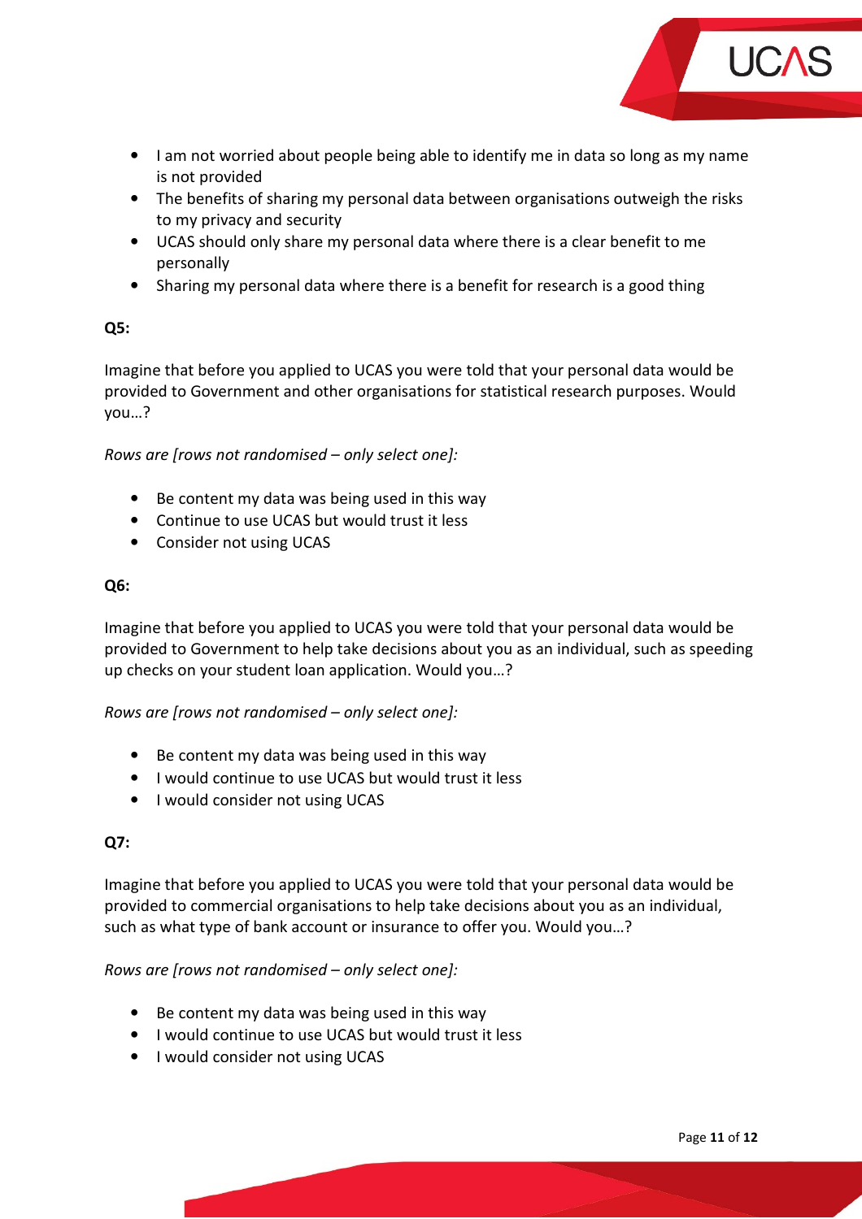- I am not worried about people being able to identify me in data so long as my name is not provided
- The benefits of sharing my personal data between organisations outweigh the risks to my privacy and security
- UCAS should only share my personal data where there is a clear benefit to me personally
- Sharing my personal data where there is a benefit for research is a good thing

**Q5:**

Imagine that before you applied to UCAS you were told that your personal data would be provided to Government and other organisations for statistical research purposes. Would you…?

*Rows are [rows not randomised – only select one]:*

- Be content my data was being used in this way
- Continue to use UCAS but would trust it less
- Consider not using UCAS

**Q6:**

Imagine that before you applied to UCAS you were told that your personal data would be provided to Government to help take decisions about you as an individual, such as speeding up checks on your student loan application. Would you…?

*Rows are [rows not randomised – only select one]:*

- Be content my data was being used in this way
- I would continue to use UCAS but would trust it less
- I would consider not using UCAS

**Q7:**

Imagine that before you applied to UCAS you were told that your personal data would be provided to commercial organisations to help take decisions about you as an individual, such as what type of bank account or insurance to offer you. Would you…?

*Rows are [rows not randomised – only select one]:*

- Be content my data was being used in this way
- I would continue to use UCAS but would trust it less
- I would consider not using UCAS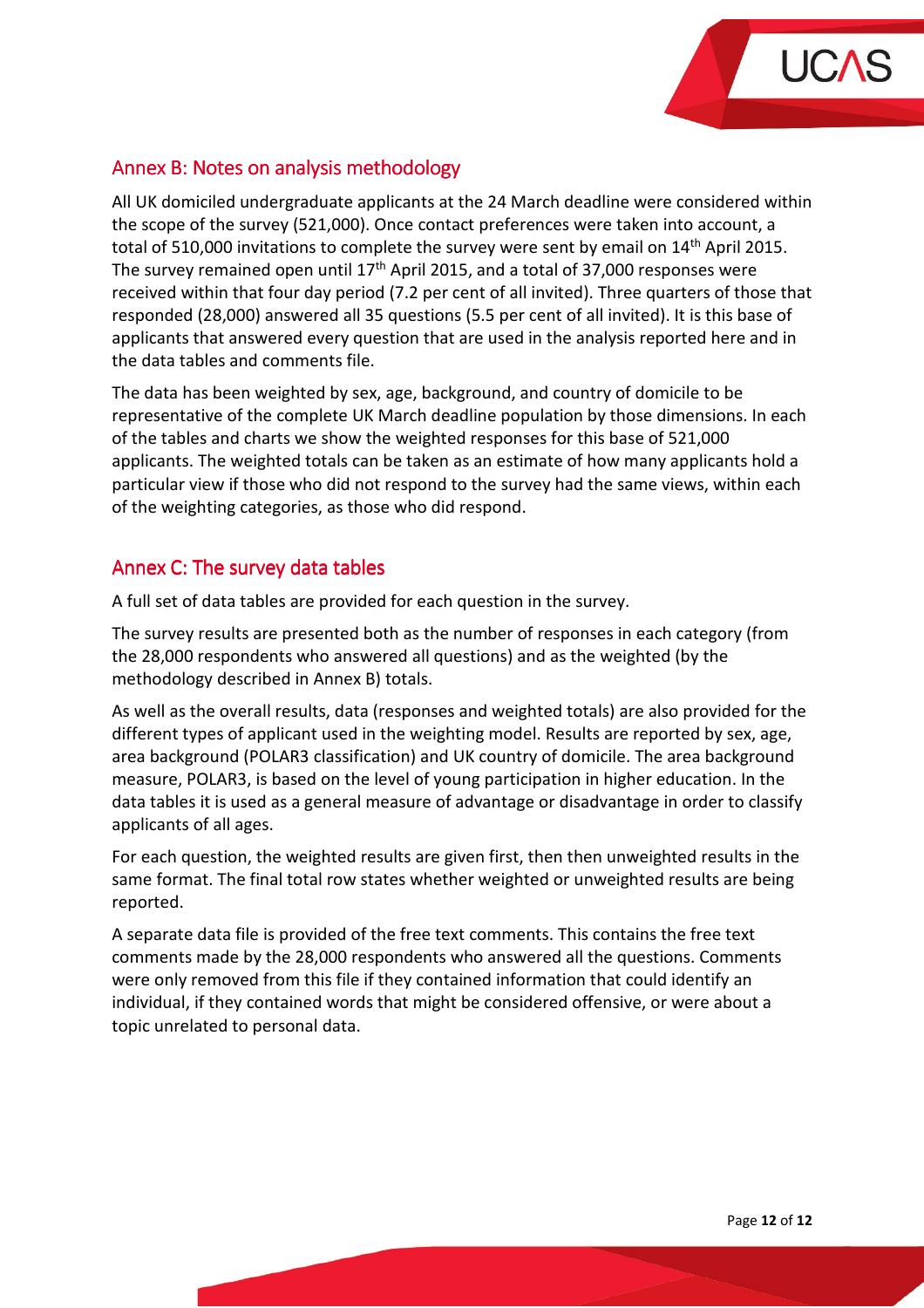## Annex B: Notes on analysis methodology

All UK domiciled undergraduate applicants at the 24 March deadline were considered within the scope of the survey (521,000). Once contact preferences were taken into account, a total of 510,000 invitations to complete the survey were sent by email on 14th April 2015. The survey remained open until 17th April 2015, and a total of 37,000 responses were received within that four day period (7.2 per cent of all invited). Three quarters of those that responded (28,000) answered all 35 questions (5.5 per cent of all invited). It is this base of applicants that answered every question that are used in the analysis reported here and in the data tables and comments file.

The data has been weighted by sex, age, background, and country of domicile to be representative of the complete UK March deadline population by those dimensions. In each of the tables and charts we show the weighted responses for this base of 521,000 applicants. The weighted totals can be taken as an estimate of how many applicants hold a particular view if those who did not respond to the survey had the same views, within each of the weighting categories, as those who did respond.

## Annex C: The survey data tables

A full set of data tables are provided for each question in the survey.

The survey results are presented both as the number of responses in each category (from the 28,000 respondents who answered all questions) and as the weighted (by the methodology described in Annex B) totals.

As well as the overall results, data (responses and weighted totals) are also provided for the different types of applicant used in the weighting model. Results are reported by sex, age, area background (POLAR3 classification) and UK country of domicile. The area background measure, POLAR3, is based on the level of young participation in higher education. In the data tables it is used as a general measure of advantage or disadvantage in order to classify applicants of all ages.

For each question, the weighted results are given first, then then unweighted results in the same format. The final total row states whether weighted or unweighted results are being reported.

A separate data file is provided of the free text comments. This contains the free text comments made by the 28,000 respondents who answered all the questions. Comments were only removed from this file if they contained information that could identify an individual, if they contained words that might be considered offensive, or were about a topic unrelated to personal data.